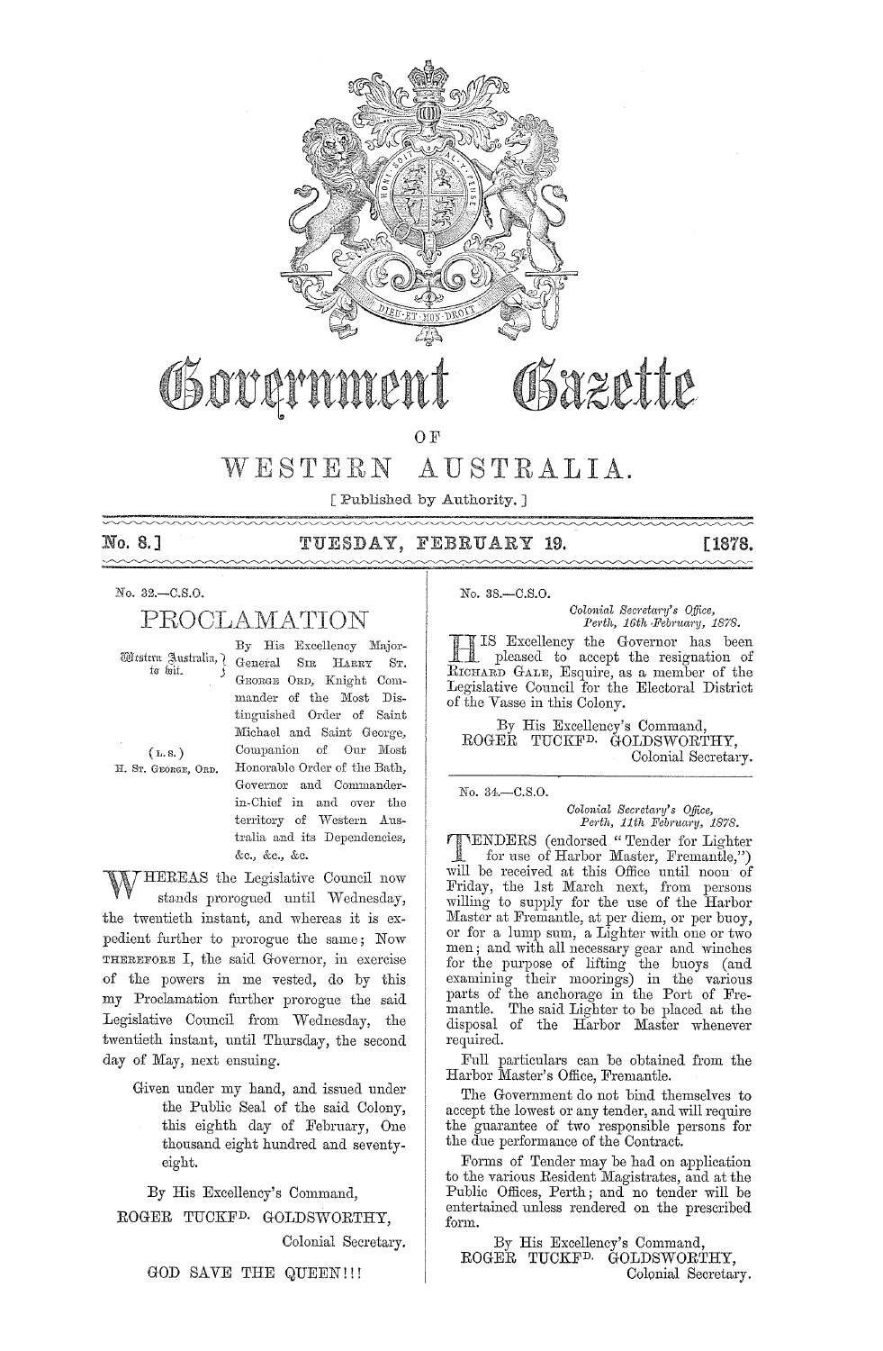# Government Gazette

OF

# WESTERN AUSTRALIA.

[ Published by Authority. ]

**No. 8.] TUESDAY, FEBRUARY 19. [1878.**

No. 32.—C.S.O.

## PROCLAMATION

Western Australia, to wit.

(L.S.)
H. ST. GEORGE, ORD.

By His Excellency Major-General SIR HARRY ST. GEORGE ORD, Knight Commander of the Most Distinguished Order of Saint Michael and Saint George, Companion of Our Most Honorable Order of the Bath, Governor and Commander-in-Chief in and over the territory of Western Australia and its Dependencies, &c., &c., &c.

WHEREAS the Legislative Council now stands prorogued until Wednesday, the twentieth instant, and whereas it is expedient further to prorogue the same; Now THEREFORE I, the said Governor, in exercise of the powers in me vested, do by this my Proclamation further prorogue the said Legislative Council from Wednesday, the twentieth instant, until Thursday, the second day of May, next ensuing.

Given under my hand, and issued under the Public Seal of the said Colony, this eighth day of February, One thousand eight hundred and seventy-eight.

By His Excellency's Command,
ROGER TUCKFD. GOLDSWORTHY,
Colonial Secretary.

GOD SAVE THE QUEEN!!!

---

No. 33.—C.S.O.

*Colonial Secretary's Office,*
*Perth, 16th February, 1878.*

HIS Excellency the Governor has been pleased to accept the resignation of RICHARD GALE, Esquire, as a member of the Legislative Council for the Electoral District of the Vasse in this Colony.

By His Excellency's Command,
ROGER TUCKFD. GOLDSWORTHY,
Colonial Secretary.

---

No. 34.—C.S.O.

*Colonial Secretary's Office,*
*Perth, 11th February, 1878.*

TENDERS (endorsed "Tender for Lighter for use of Harbor Master, Fremantle,") will be received at this Office until noon of Friday, the 1st March next, from persons willing to supply for the use of the Harbor Master at Fremantle, at per diem, or per buoy, or for a lump sum, a Lighter with one or two men; and with all necessary gear and winches for the purpose of lifting the buoys (and examining their moorings) in the various parts of the anchorage in the Port of Fremantle. The said Lighter to be placed at the disposal of the Harbor Master whenever required.

Full particulars can be obtained from the Harbor Master's Office, Fremantle.

The Government do not bind themselves to accept the lowest or any tender, and will require the guarantee of two responsible persons for the due performance of the Contract.

Forms of Tender may be had on application to the various Resident Magistrates, and at the Public Offices, Perth; and no tender will be entertained unless rendered on the prescribed form.

By His Excellency's Command,
ROGER TUCKFD. GOLDSWORTHY,
Colonial Secretary.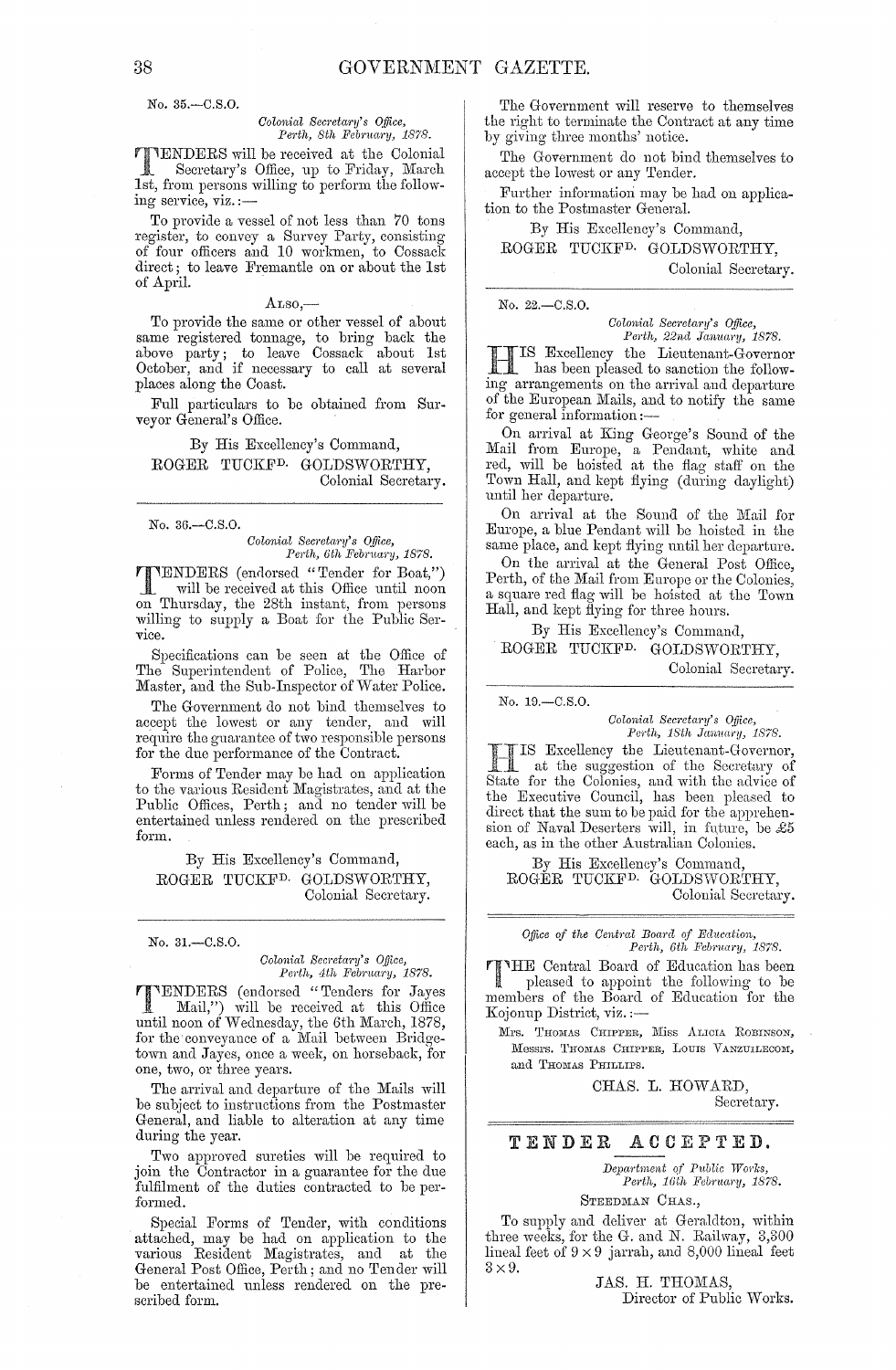No. 35.—C.S.O.

*Colonial Secretary's Office,*
*Perth, 8th February, 1878.*

TENDERS will be received at the Colonial Secretary's Office, up to Friday, March 1st, from persons willing to perform the following service, viz.:—

To provide a vessel of not less than 70 tons register, to convey a Survey Party, consisting of four officers and 10 workmen, to Cossack direct; to leave Fremantle on or about the 1st of April.

ALSO,—

To provide the same or other vessel of about same registered tonnage, to bring back the above party; to leave Cossack about 1st October, and if necessary to call at several places along the Coast.

Full particulars to be obtained from Surveyor General's Office.

By His Excellency's Command,
ROGER TUCKFD. GOLDSWORTHY,
Colonial Secretary.

---

No. 36.—C.S.O.

*Colonial Secretary's Office,*
*Perth, 6th February, 1878.*

TENDERS (endorsed "Tender for Boat,") will be received at this Office until noon on Thursday, the 28th instant, from persons willing to supply a Boat for the Public Service.

Specifications can be seen at the Office of The Superintendent of Police, The Harbor Master, and the Sub-Inspector of Water Police.

The Government do not bind themselves to accept the lowest or any tender, and will require the guarantee of two responsible persons for the due performance of the Contract.

Forms of Tender may be had on application to the various Resident Magistrates, and at the Public Offices, Perth; and no tender will be entertained unless rendered on the prescribed form.

By His Excellency's Command,
ROGER TUCKFD. GOLDSWORTHY,
Colonial Secretary.

---

No. 31.—C.S.O.

*Colonial Secretary's Office,*
*Perth, 4th February, 1878.*

TENDERS (endorsed "Tenders for Jayes Mail,") will be received at this Office until noon of Wednesday, the 6th March, 1878, for the conveyance of a Mail between Bridgetown and Jayes, once a week, on horseback, for one, two, or three years.

The arrival and departure of the Mails will be subject to instructions from the Postmaster General, and liable to alteration at any time during the year.

Two approved sureties will be required to join the Contractor in a guarantee for the due fulfilment of the duties contracted to be performed.

Special Forms of Tender, with conditions attached, may be had on application to the various Resident Magistrates, and at the General Post Office, Perth; and no Tender will be entertained unless rendered on the prescribed form.

The Government will reserve to themselves the right to terminate the Contract at any time by giving three months' notice.

The Government do not bind themselves to accept the lowest or any Tender.

Further information may be had on application to the Postmaster General.

By His Excellency's Command,
ROGER TUCKFD. GOLDSWORTHY,
Colonial Secretary.

---

No. 22.—C.S.O.

*Colonial Secretary's Office,*
*Perth, 22nd January, 1878.*

HIS Excellency the Lieutenant-Governor has been pleased to sanction the following arrangements on the arrival and departure of the European Mails, and to notify the same for general information:—

On arrival at King George's Sound of the Mail from Europe, a Pendant, white and red, will be hoisted at the flag staff on the Town Hall, and kept flying (during daylight) until her departure.

On arrival at the Sound of the Mail for Europe, a blue Pendant will be hoisted in the same place, and kept flying until her departure.

On the arrival at the General Post Office, Perth, of the Mail from Europe or the Colonies, a square red flag will be hoisted at the Town Hall, and kept flying for three hours.

By His Excellency's Command,
ROGER TUCKFD. GOLDSWORTHY,
Colonial Secretary.

---

No. 19.—C.S.O.

*Colonial Secretary's Office,*
*Perth, 18th January, 1878.*

HIS Excellency the Lieutenant-Governor, at the suggestion of the Secretary of State for the Colonies, and with the advice of the Executive Council, has been pleased to direct that the sum to be paid for the apprehension of Naval Deserters will, in future, be £5 each, as in the other Australian Colonies.

By His Excellency's Command,
ROGER TUCKFD. GOLDSWORTHY,
Colonial Secretary.

---

*Office of the Central Board of Education,*
*Perth, 6th February, 1878.*

THE Central Board of Education has been pleased to appoint the following to be members of the Board of Education for the Kojonup District, viz.:—

MRS. THOMAS CHIPPER, MISS ALICIA ROBINSON, MESSRS. THOMAS CHIPPER, LOUIS VANZUILECOM, and THOMAS PHILLIPS.

CHAS. L. HOWARD,
Secretary.

---

## TENDER ACCEPTED.

*Department of Public Works,*
*Perth, 16th February, 1878.*

STEEDMAN CHAS.,

To supply and deliver at Geraldton, within three weeks, for the G. and N. Railway, 3,300 lineal feet of 9 × 9 jarrah, and 8,000 lineal feet 3 × 9.

JAS. H. THOMAS,
Director of Public Works.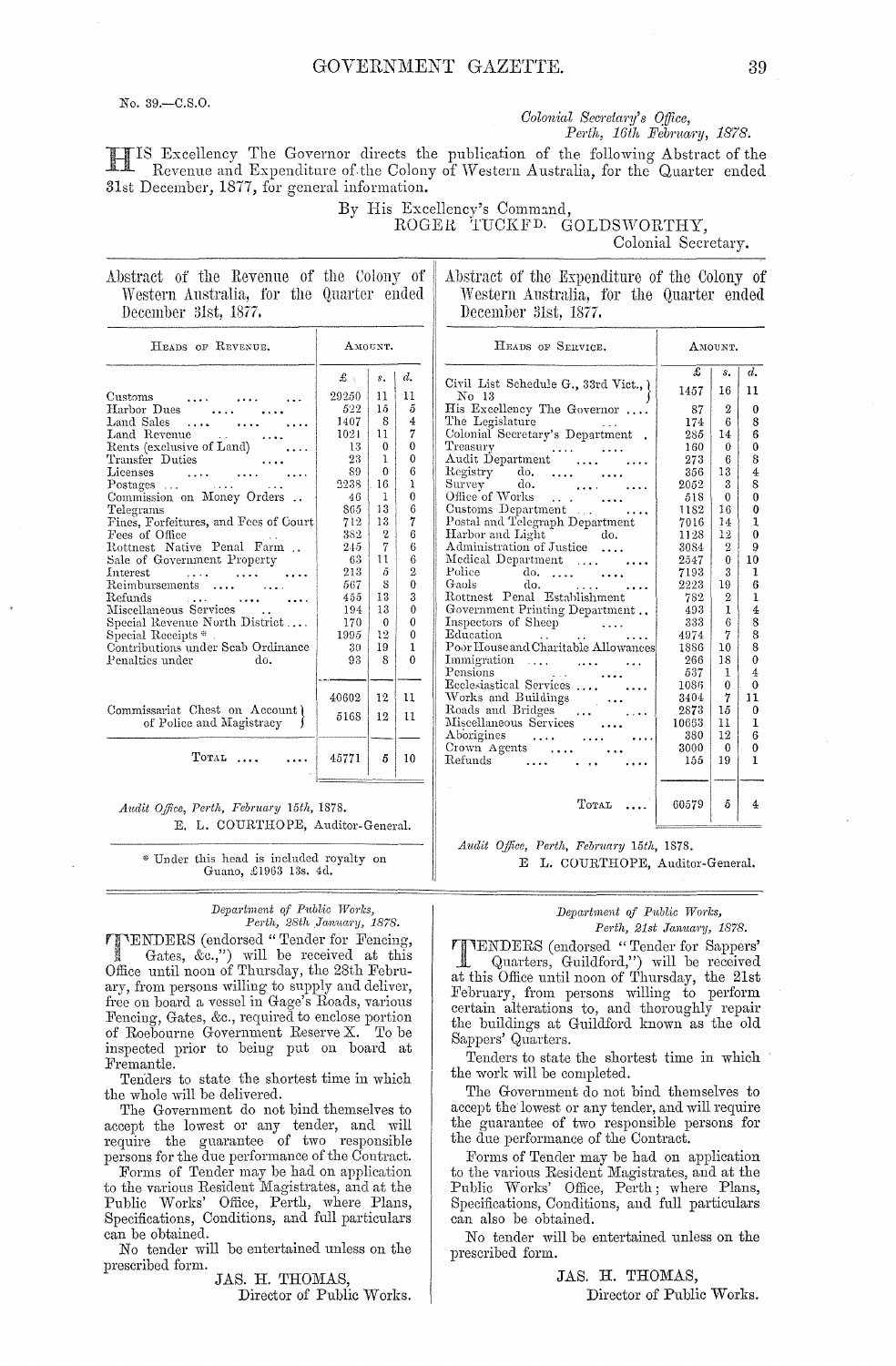No. 39.—C.S.O.

*Colonial Secretary's Office,*
*Perth, 16th February, 1878.*

HIS Excellency The Governor directs the publication of the following Abstract of the Revenue and Expenditure of the Colony of Western Australia, for the Quarter ended 31st December, 1877, for general information.

By His Excellency's Command,
ROGER TUCKFD. GOLDSWORTHY,
Colonial Secretary.

## Abstract of the Revenue of the Colony of Western Australia, for the Quarter ended December 31st, 1877.

| Heads of Revenue. | Amount. £ | s. | d. |
|---|---|---|---|
| Customs | 29250 | 11 | 11 |
| Harbor Dues | 522 | 15 | 5 |
| Land Sales | 1407 | 8 | 4 |
| Land Revenue | 1021 | 11 | 7 |
| Rents (exclusive of Land) | 13 | 0 | 0 |
| Transfer Duties | 23 | 1 | 0 |
| Licenses | 89 | 0 | 6 |
| Postages | 2238 | 16 | 1 |
| Commission on Money Orders | 46 | 1 | 0 |
| Telegrams | 865 | 13 | 6 |
| Fines, Forfeitures, and Fees of Court | 712 | 13 | 7 |
| Fees of Office | 382 | 2 | 6 |
| Rottnest Native Penal Farm | 245 | 7 | 6 |
| Sale of Government Property | 63 | 11 | 6 |
| Interest | 213 | 5 | 2 |
| Reimbursements | 567 | 8 | 0 |
| Refunds | 455 | 13 | 3 |
| Miscellaneous Services | 194 | 13 | 0 |
| Special Revenue North District | 170 | 0 | 0 |
| Special Receipts * | 1995 | 12 | 0 |
| Contributions under Scab Ordinance | 30 | 19 | 1 |
| Penalties under do. | 93 | 8 | 0 |
| | 40602 | 12 | 11 |
| Commissariat Chest on Account of Police and Magistracy | 5168 | 12 | 11 |
| Total | 45771 | 5 | 10 |

*Audit Office, Perth, February 15th, 1878.*
E. L. COURTHOPE, Auditor-General.

* Under this head is included royalty on Guano, £1963 13s. 4d.

## Abstract of the Expenditure of the Colony of Western Australia, for the Quarter ended December 31st, 1877.

| Heads of Service. | Amount. £ | s. | d. |
|---|---|---|---|
| Civil List Schedule G., 33rd Vict., No 13 | 1457 | 16 | 11 |
| His Excellency The Governor | 87 | 2 | 0 |
| The Legislature | 174 | 6 | 8 |
| Colonial Secretary's Department | 285 | 14 | 6 |
| Treasury | 160 | 0 | 0 |
| Audit Department | 273 | 6 | 8 |
| Registry do. | 356 | 13 | 4 |
| Survey do. | 2052 | 3 | 8 |
| Office of Works | 518 | 0 | 0 |
| Customs Department | 1182 | 16 | 0 |
| Postal and Telegraph Department | 7016 | 14 | 1 |
| Harbor and Light do. | 1128 | 12 | 0 |
| Administration of Justice | 3084 | 2 | 9 |
| Medical Department | 2547 | 0 | 10 |
| Police do. | 7193 | 3 | 1 |
| Gaols do. | 2223 | 19 | 6 |
| Rottnest Penal Establishment | 782 | 2 | 1 |
| Government Printing Department | 493 | 1 | 4 |
| Inspectors of Sheep | 333 | 6 | 8 |
| Education | 4974 | 7 | 8 |
| Poor House and Charitable Allowances | 1886 | 10 | 8 |
| Immigration | 266 | 18 | 0 |
| Pensions | 537 | 1 | 4 |
| Ecclesiastical Services | 1086 | 0 | 0 |
| Works and Buildings | 3404 | 7 | 11 |
| Roads and Bridges | 2873 | 15 | 0 |
| Miscellaneous Services | 10663 | 11 | 1 |
| Aborigines | 380 | 12 | 6 |
| Crown Agents | 3000 | 0 | 0 |
| Refunds | 155 | 19 | 1 |
| Total | 60579 | 5 | 4 |

*Audit Office, Perth, February 15th, 1878.*
E L. COURTHOPE, Auditor-General.

---

*Department of Public Works,*
*Perth, 28th January, 1878.*

TENDERS (endorsed "Tender for Fencing, Gates, &c.,") will be received at this Office until noon of Thursday, the 28th February, from persons willing to supply and deliver, free on board a vessel in Gage's Roads, various Fencing, Gates, &c., required to enclose portion of Roebourne Government Reserve X. To be inspected prior to being put on board at Fremantle.

Tenders to state the shortest time in which the whole will be delivered.

The Government do not bind themselves to accept the lowest or any tender, and will require the guarantee of two responsible persons for the due performance of the Contract.

Forms of Tender may be had on application to the various Resident Magistrates, and at the Public Works' Office, Perth, where Plans, Specifications, Conditions, and full particulars can be obtained.

No tender will be entertained unless on the prescribed form.

JAS. H. THOMAS,
Director of Public Works.

---

*Department of Public Works,*
*Perth, 21st January, 1878.*

TENDERS (endorsed "Tender for Sappers' Quarters, Guildford,") will be received at this Office until noon of Thursday, the 21st February, from persons willing to perform certain alterations to, and thoroughly repair the buildings at Guildford known as the old Sappers' Quarters.

Tenders to state the shortest time in which the work will be completed.

The Government do not bind themselves to accept the lowest or any tender, and will require the guarantee of two responsible persons for the due performance of the Contract.

Forms of Tender may be had on application to the various Resident Magistrates, and at the Public Works' Office, Perth; where Plans, Specifications, Conditions, and full particulars can also be obtained.

No tender will be entertained unless on the prescribed form.

JAS. H. THOMAS,
Director of Public Works.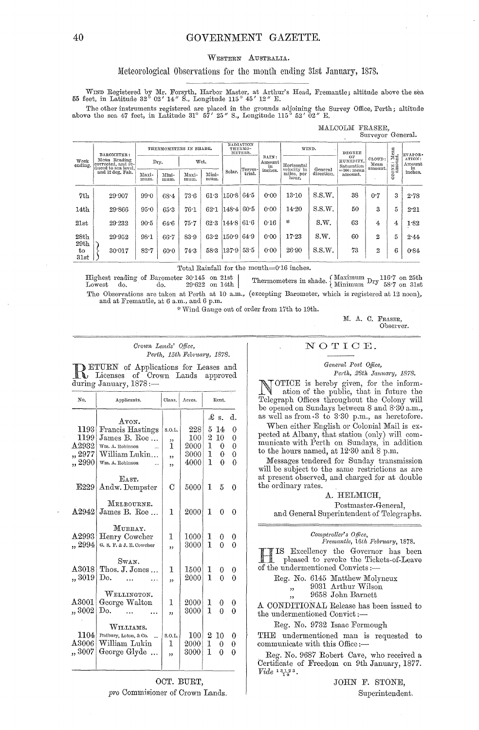WESTERN AUSTRALIA.

## Meteorological Observations for the month ending 31st January, 1878.

WIND Registered by Mr. Forsyth, Harbor Master, at Arthur's Head, Fremantle; altitude above the sea 55 feet, in Latitude 32° 02′ 14″ S., Longitude 115° 45′ 12″ E.

The other instruments registered are placed in the grounds adjoining the Survey Office, Perth; altitude above the sea 47 feet, in Latitude 31° 57′ 25″ S., Longitude 115° 52′ 02″ E.

MALCOLM FRASER,
Surveyor General.

| Week ending. | BAROMETER: Mean Reading corrected, and reduced to sea level, and 32 deg. Fah. | THERMOMETERS IN SHADE. | | | | RADIATION THERMOMETERS. | | RAIN: Amount in inches. | WIND. | | DEGREE OF HUMIDITY, Saturation =100: mean amount. | CLOUD: Mean amount. | OZONE: Mean amount. | EVAPORATION: Amount in inches. |
|---|---|---|---|---|---|---|---|---|---|---|---|---|---|---|
| | | Dry. | | Wet. | | | | | | | | | | |
| | | Maximum. | Minimum. | Maximum. | Minimum. | Solar. | Terrestrial. | | Horizontal velocity in miles, per hour. | General direction. | | | | |
| 7th | 29·907 | 99·0 | 68·4 | 73·6 | 61·3 | 150·8 | 64·5 | 0·00 | 13·10 | S.S.W. | 38 | 0·7 | 3 | 2·78 |
| 14th | 29·866 | 95·0 | 65·3 | 76·1 | 62·1 | 148·4 | 60·5 | 0·00 | 14·20 | S.S.W. | 50 | 3 | 5 | 2·21 |
| 21st | 29·232 | 90·5 | 64·6 | 75·7 | 62·3 | 144·8 | 61·6 | 0·16 | * | S.W. | 63 | 4 | 4 | 1·82 |
| 28th | 29·952 | 98·1 | 66·7 | 83·9 | 63·2 | 150·9 | 64·9 | 0·00 | 17·23 | S.W. | 60 | 2 | 5 | 2·44 |
| 29th to 31st | 30·017 | 82·7 | 60·0 | 74·3 | 58·3 | 137·9 | 53·5 | 0·00 | 26·90 | S.S.W. | 73 | 2 | 6 | 0·84 |

Total Rainfall for the month=0·16 inches.

Highest reading of Barometer 30·145 on 21st
Lowest do. do. 29·622 on 14th

Thermometers in shade. Maximum Dry 116·7 on 25th; Minimum Dry 58·7 on 31st

The Observations are taken at Perth at 10 a.m., (excepting Barometer, which is registered at 12 noon), and at Fremantle, at 6 a.m., and 6 p.m.

\* Wind Gauge out of order from 17th to 19th.

M. A. C. FRASER,
Observer.

---

*Crown Lands' Office,*
*Perth, 15th February, 1878.*

RETURN of Applications for Leases and Licenses of Crown Lands approved during January, 1878:—

| No. | Applicants. | Class. | Acres. | Rent. | | |
|---|---|---|---|---|---|---|
| | | | | £ | s. | d. |
| | AVON. | | | | | |
| 1193 | Francis Hastings | S.O.L. | 228 | 5 | 14 | 0 |
| 1199 | James B. Roe ... | ,, | 100 | 2 | 10 | 0 |
| A2932 | Wm. A. Robinson ... | 1 | 2000 | 1 | 0 | 0 |
| ,, 2977 | William Lukin... | ,, | 3000 | 1 | 0 | 0 |
| ,, 2990 | Wm. A. Robinson ... | ,, | 4000 | 1 | 0 | 0 |
| | EAST. | | | | | |
| E229 | Andw. Dempster | C | 5000 | 1 | 5 | 0 |
| | MELBOURNE. | | | | | |
| A2942 | James B. Roe ... | 1 | 2000 | 1 | 0 | 0 |
| | MURRAY. | | | | | |
| A2993 | Henry Cowcher | 1 | 1000 | 1 | 0 | 0 |
| ,, 2994 | G. S. F. & J. E. Cowcher | ,, | 3000 | 1 | 0 | 0 |
| | SWAN. | | | | | |
| A3018 | Thos. J. Jones ... | 1 | 1500 | 1 | 0 | 0 |
| ,, 3019 | Do. ... ... | ,, | 2000 | 1 | 0 | 0 |
| | WELLINGTON. | | | | | |
| A3001 | George Walton | 1 | 2000 | 1 | 0 | 0 |
| ,, 3002 | Do. ... ... | ,, | 3000 | 1 | 0 | 0 |
| | WILLIAMS. | | | | | |
| 1104 | Padbury, Loton, & Co. ... | S.O.L. | 100 | 2 | 10 | 0 |
| A3006 | William Lukin | 1 | 2000 | 1 | 0 | 0 |
| ,, 3007 | George Glyde ... | ,, | 3000 | 1 | 0 | 0 |

OCT. BURT,
*pro* Commisioner of Crown Lands.

---

## NOTICE.

*General Post Office,*
*Perth, 28th January, 1878.*

NOTICE is hereby given, for the information of the public, that in future the Telegraph Offices throughout the Colony will be opened on Sundays between 8 and 8·30 a.m., as well as from 3 to 3·30 p.m., as heretofore.

When either English or Colonial Mail is expected at Albany, that station (only) will communicate with Perth on Sundays, in addition to the hours named, at 12·30 and 8 p.m.

Messages tendered for Sunday transmission will be subject to the same restrictions as are at present observed, and charged for at double the ordinary rates.

A. HELMICH,
Postmaster-General,
and General Superintendent of Telegraphs.

---

*Comptroller's Office,*
*Fremantle, 16th February, 1878.*

HIS Excellency the Governor has been pleased to revoke the Tickets-of-Leave of the undermentioned Convicts:—

Reg. No. 6145 Matthew Molyneux
,, 9031 Arthur Wilson
,, 9658 John Barnett

A CONDITIONAL Release has been issued to the undermentioned Convict:—

Reg. No. 9732 Isaac Fermough

THE undermentioned man is requested to communicate with this Office:—

Reg. No. 9687 Robert Cave, who received a Certificate of Freedom on 9th January, 1877. *Vide* 13123/14.

JOHN F. STONE,
Superintendent.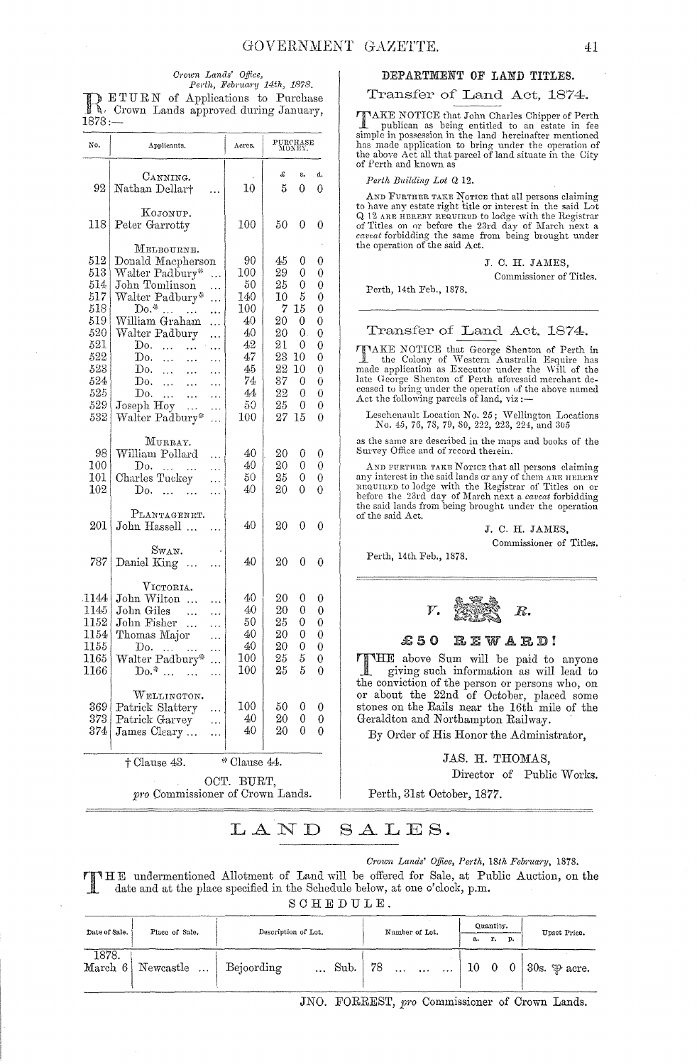*Crown Lands' Office,*
*Perth, February 14th, 1878.*

RETURN of Applications to Purchase Crown Lands approved during January, 1878:—

| No. | Applicants. | Acres. | Purchase Money. £ | s. | d. |
|---|---|---|---|---|---|
| | CANNING. | | | | |
| 92 | Nathan Dellart† ... | 10 | 5 | 0 | 0 |
| | KOJONUP. | | | | |
| 118 | Peter Garrotty | 100 | 50 | 0 | 0 |
| | MELBOURNE. | | | | |
| 512 | Donald Macpherson | 90 | 45 | 0 | 0 |
| 513 | Walter Padbury* ... | 100 | 29 | 0 | 0 |
| 514 | John Tomlinson ... | 50 | 25 | 0 | 0 |
| 517 | Walter Padbury* ... | 140 | 10 | 5 | 0 |
| 518 | Do.* ... ... ... | 100 | 7 | 15 | 0 |
| 519 | William Graham ... | 40 | 20 | 0 | 0 |
| 520 | Walter Padbury ... | 40 | 20 | 0 | 0 |
| 521 | Do. ... ... ... | 42 | 21 | 0 | 0 |
| 522 | Do. ... ... ... | 47 | 23 | 10 | 0 |
| 523 | Do. ... ... ... | 45 | 22 | 10 | 0 |
| 524 | Do. ... ... ... | 74 | 37 | 0 | 0 |
| 525 | Do. ... ... ... | 44 | 22 | 0 | 0 |
| 529 | Joseph Hoy ... ... | 50 | 25 | 0 | 0 |
| 532 | Walter Padbury* ... | 100 | 27 | 15 | 0 |
| | MURRAY. | | | | |
| 98 | William Pollard ... | 40 | 20 | 0 | 0 |
| 100 | Do. ... ... ... | 40 | 20 | 0 | 0 |
| 101 | Charles Tuckey ... | 50 | 25 | 0 | 0 |
| 102 | Do. ... ... ... | 40 | 20 | 0 | 0 |
| | PLANTAGENET. | | | | |
| 201 | John Hassell ... ... | 40 | 20 | 0 | 0 |
| | SWAN. | | | | |
| 787 | Daniel King ... ... | 40 | 20 | 0 | 0 |
| | VICTORIA. | | | | |
| 1144 | John Wilton ... ... | 40 | 20 | 0 | 0 |
| 1145 | John Giles ... ... | 40 | 20 | 0 | 0 |
| 1152 | John Fisher ... ... | 50 | 25 | 0 | 0 |
| 1154 | Thomas Major ... | 40 | 20 | 0 | 0 |
| 1155 | Do. ... ... ... | 40 | 20 | 0 | 0 |
| 1165 | Walter Padbury* ... | 100 | 25 | 5 | 0 |
| 1166 | Do.* ... ... ... | 100 | 25 | 5 | 0 |
| | WELLINGTON. | | | | |
| 369 | Patrick Slattery ... | 100 | 50 | 0 | 0 |
| 373 | Patrick Garvey ... | 40 | 20 | 0 | 0 |
| 374 | James Cleary ... ... | 40 | 20 | 0 | 0 |

† Clause 43. * Clause 44.

OCT. BURT,
*pro* Commissioner of Crown Lands.

## DEPARTMENT OF LAND TITLES.

### Transfer of Land Act, 1874.

TAKE NOTICE that John Charles Chipper of Perth publican as being entitled to an estate in fee simple in possession in the land hereinafter mentioned has made application to bring under the operation of the above Act all that parcel of land situate in the City of Perth and known as

*Perth Building Lot Q 12.*

AND FURTHER TAKE NOTICE that all persons claiming to have any estate right title or interest in the said Lot Q 12 ARE HEREBY REQUIRED to lodge with the Registrar of Titles on or before the 23rd day of March next a *caveat* forbidding the same from being brought under the operation of the said Act.

J. C. H. JAMES,
Commissioner of Titles.

Perth, 14th Feb., 1878.

### Transfer of Land Act, 1874.

TAKE NOTICE that George Shenton of Perth in the Colony of Western Australia Esquire has made application as Executor under the Will of the late George Shenton of Perth aforesaid merchant deceased to bring under the operation of the above named Act the following parcels of land, viz:—

Leschenault Location No. 25; Wellington Locations No. 45, 76, 78, 79, 80, 222, 223, 224, and 305

as the same are described in the maps and books of the Survey Office and of record therein.

AND FURTHER TAKE NOTICE that all persons claiming any interest in the said lands or any of them ARE HEREBY REQUIRED to lodge with the Registrar of Titles on or before the 23rd day of March next a *caveat* forbidding the said lands from being brought under the operation of the said Act.

J. C. H. JAMES,
Commissioner of Titles.

Perth, 14th Feb., 1878.

*V. R.*

## £50 REWARD!

THE above Sum will be paid to anyone giving such information as will lead to the conviction of the person or persons who, on or about the 22nd of October, placed some stones on the Rails near the 16th mile of the Geraldton and Northampton Railway.

By Order of His Honor the Administrator,

JAS. H. THOMAS,
Director of Public Works.

Perth, 31st October, 1877.

# LAND SALES.

*Crown Lands' Office, Perth, 18th February, 1878.*

THE undermentioned Allotment of Land will be offered for Sale, at Public Auction, on the date and at the place specified in the Schedule below, at one o'clock, p.m.

SCHEDULE.

| Date of Sale. | Place of Sale. | Description of Lot. | Number of Lot. | Quantity. a. | r. | p. | Upset Price. |
|---|---|---|---|---|---|---|---|
| 1878. March 6 | Newcastle ... | Bejoording ... Sub. | 78 ... ... ... | 10 | 0 | 0 | 30s. ℔ acre. |

JNO. FORREST, *pro* Commissioner of Crown Lands.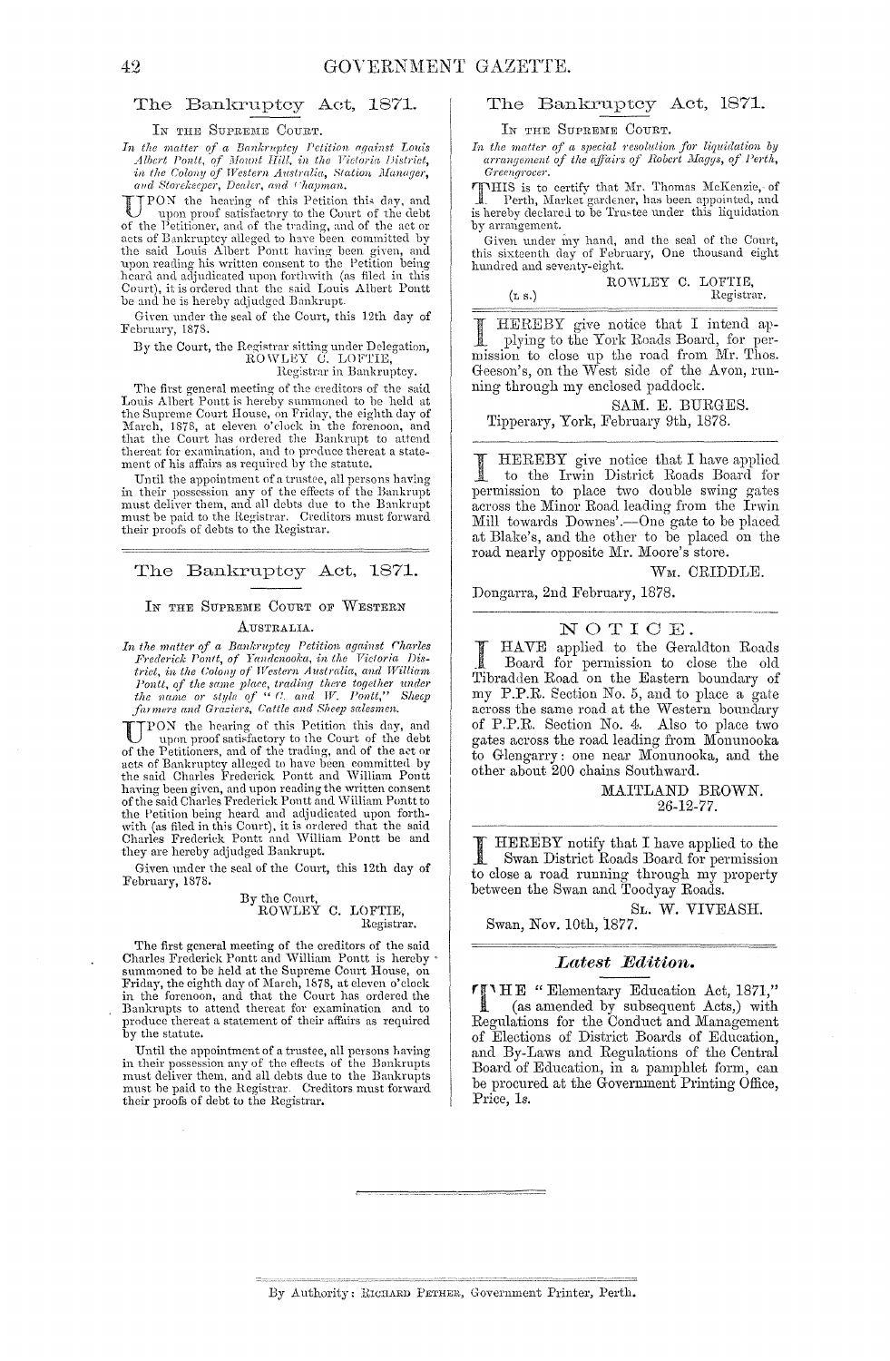## The Bankruptcy Act, 1871.

IN THE SUPREME COURT.

*In the matter of a Bankruptcy Petition against Louis Albert Pontt, of Mount Hill, in the Victoria District, in the Colony of Western Australia, Station Manager, and Storekeeper, Dealer, and Chapman.*

UPON the hearing of this Petition this day, and upon proof satisfactory to the Court of the debt of the Petitioner, and of the trading, and of the act or acts of Bankruptcy alleged to have been committed by the said Louis Albert Pontt having been given, and upon reading his written consent to the Petition being heard and adjudicated upon forthwith (as filed in this Court), it is ordered that the said Louis Albert Pontt be and he is hereby adjudged Bankrupt.

Given under the seal of the Court, this 12th day of February, 1878.

By the Court, the Registrar sitting under Delegation,
ROWLEY C. LOFTIE,
Registrar in Bankruptcy.

The first general meeting of the creditors of the said Louis Albert Pontt is hereby summoned to be held at the Supreme Court House, on Friday, the eighth day of March, 1878, at eleven o'clock in the forenoon, and that the Court has ordered the Bankrupt to attend thereat for examination, and to produce thereat a statement of his affairs as required by the statute.

Until the appointment of a trustee, all persons having in their possession any of the effects of the Bankrupt must deliver them, and all debts due to the Bankrupt must be paid to the Registrar. Creditors must forward their proofs of debts to the Registrar.

---

## The Bankruptcy Act, 1871.

IN THE SUPREME COURT OF WESTERN AUSTRALIA.

*In the matter of a Bankruptcy Petition against Charles Frederick Pontt, of Yandenooka, in the Victoria District, in the Colony of Western Australia, and William Pontt, of the same place, trading there together under the name or style of "C. and W. Pontt," Sheep farmers and Graziers, Cattle and Sheep salesmen.*

UPON the hearing of this Petition this day, and upon proof satisfactory to the Court of the debt of the Petitioners, and of the trading, and of the act or acts of Bankruptcy alleged to have been committed by the said Charles Frederick Pontt and William Pontt having been given, and upon reading the written consent of the said Charles Frederick Pontt and William Pontt to the Petition being heard and adjudicated upon forthwith (as filed in this Court), it is ordered that the said Charles Frederick Pontt and William Pontt be and they are hereby adjudged Bankrupt.

Given under the seal of the Court, this 12th day of February, 1878.

By the Court,
ROWLEY C. LOFTIE,
Registrar.

The first general meeting of the creditors of the said Charles Frederick Pontt and William Pontt is hereby summoned to be held at the Supreme Court House, on Friday, the eighth day of March, 1878, at eleven o'clock in the forenoon, and that the Court has ordered the Bankrupts to attend thereat for examination and to produce thereat a statement of their affairs as required by the statute.

Until the appointment of a trustee, all persons having in their possession any of the effects of the Bankrupts must deliver them, and all debts due to the Bankrupts must be paid to the Registrar. Creditors must forward their proofs of debt to the Registrar.

---

## The Bankruptcy Act, 1871.

IN THE SUPREME COURT.

*In the matter of a special resolution for liquidation by arrangement of the affairs of Robert Maggs, of Perth, Greengrocer.*

THIS is to certify that Mr. Thomas McKenzie, of Perth, Market gardener, has been appointed, and is hereby declared to be Trustee under this liquidation by arrangement.

Given under my hand, and the seal of the Court, this sixteenth day of February, One thousand eight hundred and seventy-eight.

(L.S.)
ROWLEY C. LOFTIE,
Registrar.

---

I HEREBY give notice that I intend applying to the York Roads Board, for permission to close up the road from Mr. Thos. Geeson's, on the West side of the Avon, running through my enclosed paddock.

SAM. E. BURGES.

Tipperary, York, February 9th, 1878.

---

I HEREBY give notice that I have applied to the Irwin District Roads Board for permission to place two double swing gates across the Minor Road leading from the Irwin Mill towards Downes'.—One gate to be placed at Blake's, and the other to be placed on the road nearly opposite Mr. Moore's store.

WM. CRIDDLE.

Dongarra, 2nd February, 1878.

---

## NOTICE.

I HAVE applied to the Geraldton Roads Board for permission to close the old Tibradden Road on the Eastern boundary of my P.P.R. Section No. 5, and to place a gate across the same road at the Western boundary of P.P.R. Section No. 4. Also to place two gates across the road leading from Monunooka to Glengarry: one near Monunooka, and the other about 200 chains Southward.

MAITLAND BROWN.
26-12-77.

---

I HEREBY notify that I have applied to the Swan District Roads Board for permission to close a road running through my property between the Swan and Toodyay Roads.

SL. W. VIVEASH.

Swan, Nov. 10th, 1877.

---

## *Latest Edition.*

THE "Elementary Education Act, 1871," (as amended by subsequent Acts,) with Regulations for the Conduct and Management of Elections of District Boards of Education, and By-Laws and Regulations of the Central Board of Education, in a pamphlet form, can be procured at the Government Printing Office, Price, 1s.

---

By Authority: RICHARD PETHER, Government Printer, Perth.